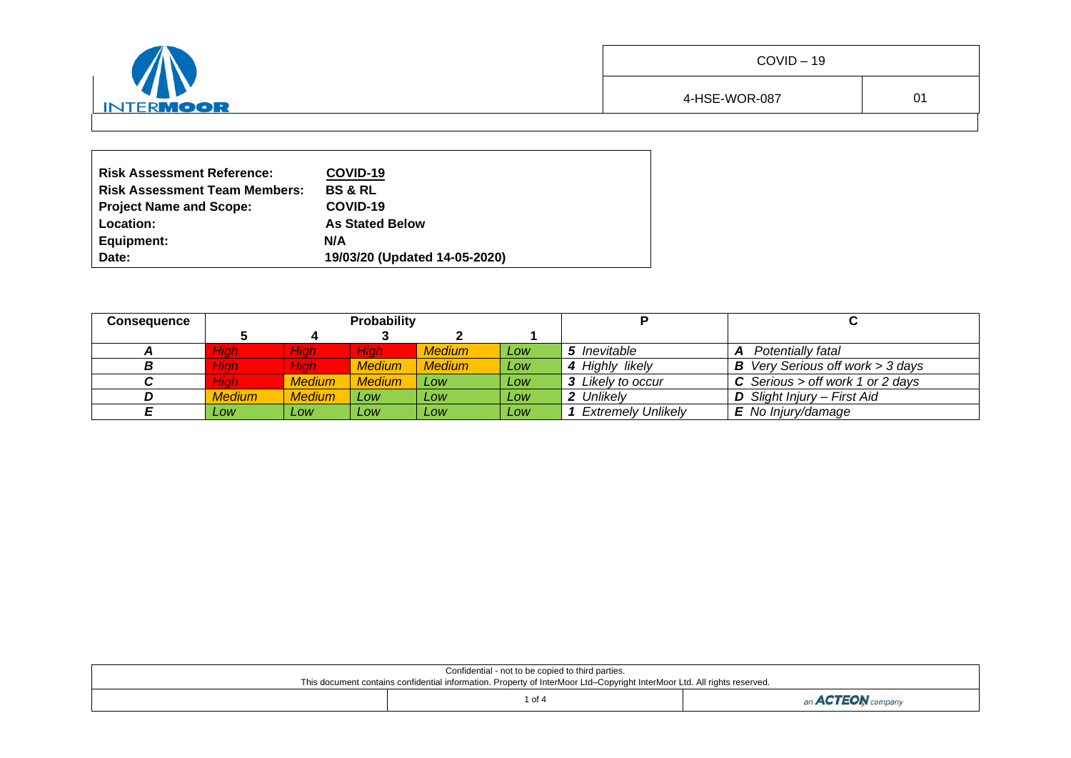| COVID – 19 | |
|---|---|
| 4-HSE-WOR-087 | 01 |

| | |
|---|---|
| **Risk Assessment Reference:** | **COVID-19** |
| **Risk Assessment Team Members:** | **BS & RL** |
| **Project Name and Scope:** | **COVID-19** |
| **Location:** | **As Stated Below** |
| **Equipment:** | **N/A** |
| **Date:** | **19/03/20 (Updated 14-05-2020)** |

| **Consequence** | **Probability** | | | | | **P** | **C** |
|---|---|---|---|---|---|---|---|
| | **5** | **4** | **3** | **2** | **1** | | |
| ***A*** | *High* | *High* | *High* | *Medium* | *Low* | ***5*** *Inevitable* | ***A*** *Potentially fatal* |
| ***B*** | *High* | *High* | *Medium* | *Medium* | *Low* | ***4*** *Highly likely* | ***B*** *Very Serious off work > 3 days* |
| ***C*** | *High* | *Medium* | *Medium* | *Low* | *Low* | ***3*** *Likely to occur* | ***C*** *Serious > off work 1 or 2 days* |
| ***D*** | *Medium* | *Medium* | *Low* | *Low* | *Low* | ***2*** *Unlikely* | ***D*** *Slight Injury – First Aid* |
| ***E*** | *Low* | *Low* | *Low* | *Low* | *Low* | ***1*** *Extremely Unlikely* | ***E*** *No Injury/damage* |

Confidential - not to be copied to third parties.
This document contains confidential information. Property of InterMoor Ltd–Copyright InterMoor Ltd. All rights reserved.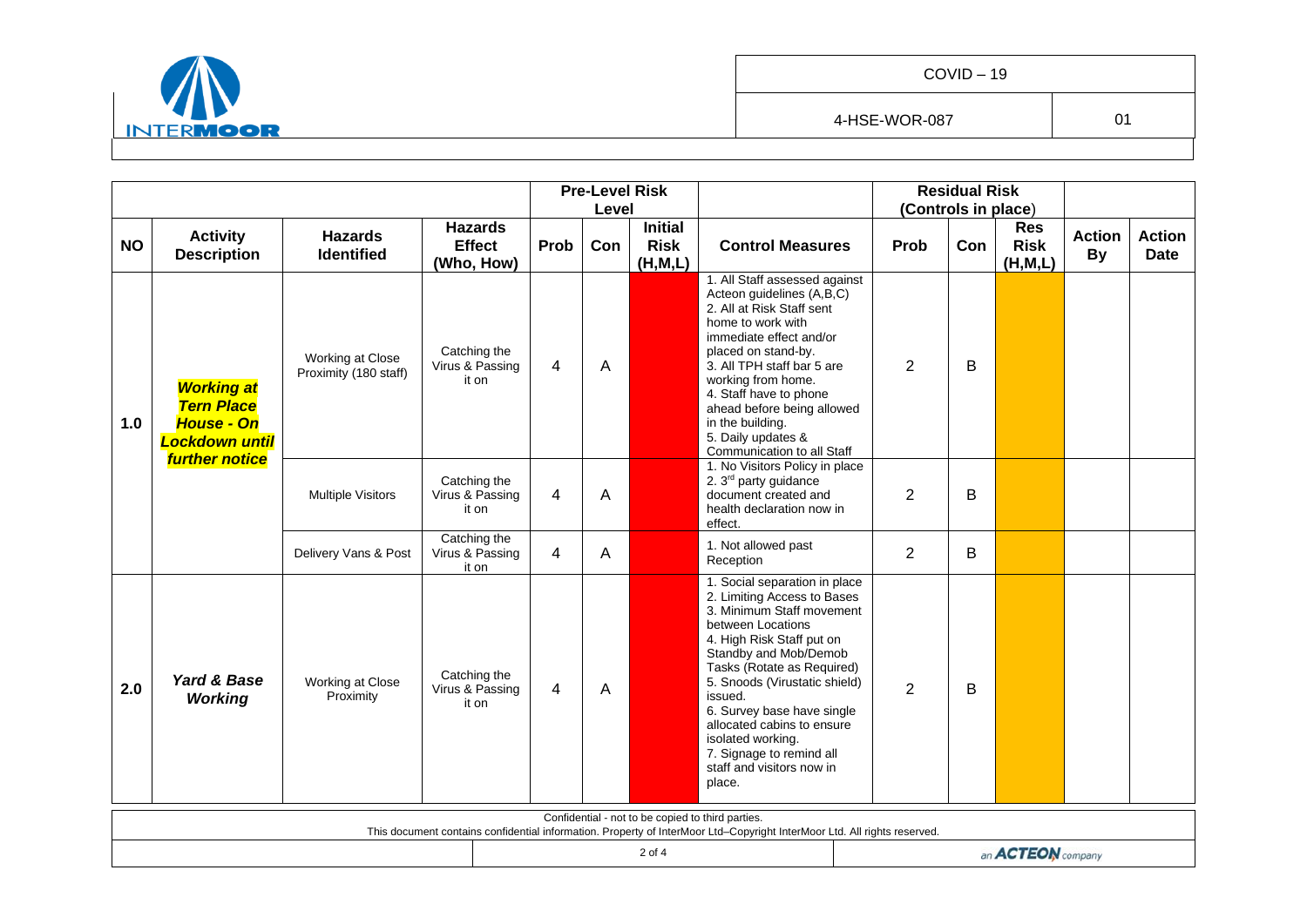| | | | | Pre-Level Risk Level | | | | Residual Risk (Controls in place) | | | | |
|---|---|---|---|---|---|---|---|---|---|---|---|---|
| **NO** | **Activity Description** | **Hazards Identified** | **Hazards Effect (Who, How)** | **Prob** | **Con** | **Initial Risk (H,M,L)** | **Control Measures** | **Prob** | **Con** | **Res Risk (H,M,L)** | **Action By** | **Action Date** |
| **1.0** | ***Working at Tern Place House - On Lockdown until further notice*** | Working at Close Proximity (180 staff) | Catching the Virus & Passing it on | 4 | A | | 1. All Staff assessed against Acteon guidelines (A,B,C) 2. All at Risk Staff sent home to work with immediate effect and/or placed on stand-by. 3. All TPH staff bar 5 are working from home. 4. Staff have to phone ahead before being allowed in the building. 5. Daily updates & Communication to all Staff | 2 | B | | | |
| | | Multiple Visitors | Catching the Virus & Passing it on | 4 | A | | 1. No Visitors Policy in place 2. 3rd party guidance document created and health declaration now in effect. | 2 | B | | | |
| | | Delivery Vans & Post | Catching the Virus & Passing it on | 4 | A | | 1. Not allowed past Reception | 2 | B | | | |
| **2.0** | ***Yard & Base Working*** | Working at Close Proximity | Catching the Virus & Passing it on | 4 | A | | 1. Social separation in place 2. Limiting Access to Bases 3. Minimum Staff movement between Locations 4. High Risk Staff put on Standby and Mob/Demob Tasks (Rotate as Required) 5. Snoods (Virustatic shield) issued. 6. Survey base have single allocated cabins to ensure isolated working. 7. Signage to remind all staff and visitors now in place. | 2 | B | | | |

Confidential - not to be copied to third parties.
This document contains confidential information. Property of InterMoor Ltd–Copyright InterMoor Ltd. All rights reserved.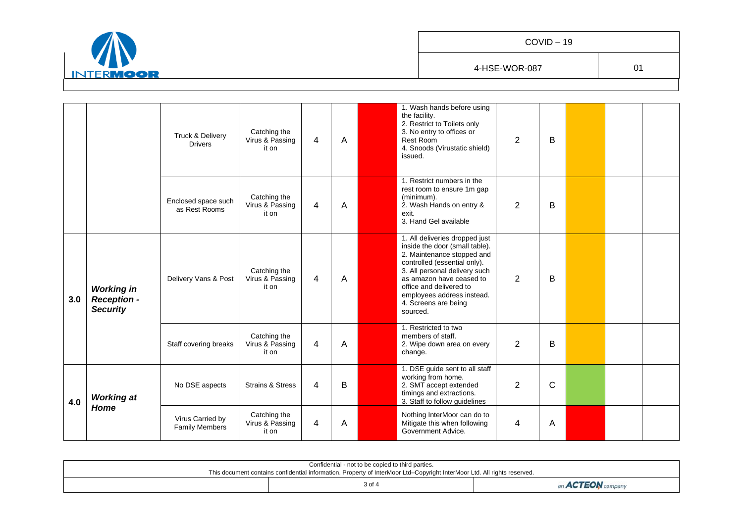| | | | | | | | | | | | | |
|---|---|---|---|---|---|---|---|---|---|---|---|---|
| | | Truck & Delivery Drivers | Catching the Virus & Passing it on | 4 | A | | 1. Wash hands before using the facility.<br>2. Restrict to Toilets only<br>3. No entry to offices or Rest Room<br>4. Snoods (Virustatic shield) issued. | 2 | B | | | |
| | | Enclosed space such as Rest Rooms | Catching the Virus & Passing it on | 4 | A | | 1. Restrict numbers in the rest room to ensure 1m gap (minimum).<br>2. Wash Hands on entry & exit.<br>3. Hand Gel available | 2 | B | | | |
| 3.0 | ***Working in Reception - Security*** | Delivery Vans & Post | Catching the Virus & Passing it on | 4 | A | | 1. All deliveries dropped just inside the door (small table).<br>2. Maintenance stopped and controlled (essential only).<br>3. All personal delivery such as amazon have ceased to office and delivered to employees address instead.<br>4. Screens are being sourced. | 2 | B | | | |
| | | Staff covering breaks | Catching the Virus & Passing it on | 4 | A | | 1. Restricted to two members of staff.<br>2. Wipe down area on every change. | 2 | B | | | |
| 4.0 | ***Working at Home*** | No DSE aspects | Strains & Stress | 4 | B | | 1. DSE guide sent to all staff working from home.<br>2. SMT accept extended timings and extractions.<br>3. Staff to follow guidelines | 2 | C | | | |
| | | Virus Carried by Family Members | Catching the Virus & Passing it on | 4 | A | | Nothing InterMoor can do to Mitigate this when following Government Advice. | 4 | A | | | |

Confidential - not to be copied to third parties.
This document contains confidential information. Property of InterMoor Ltd–Copyright InterMoor Ltd. All rights reserved.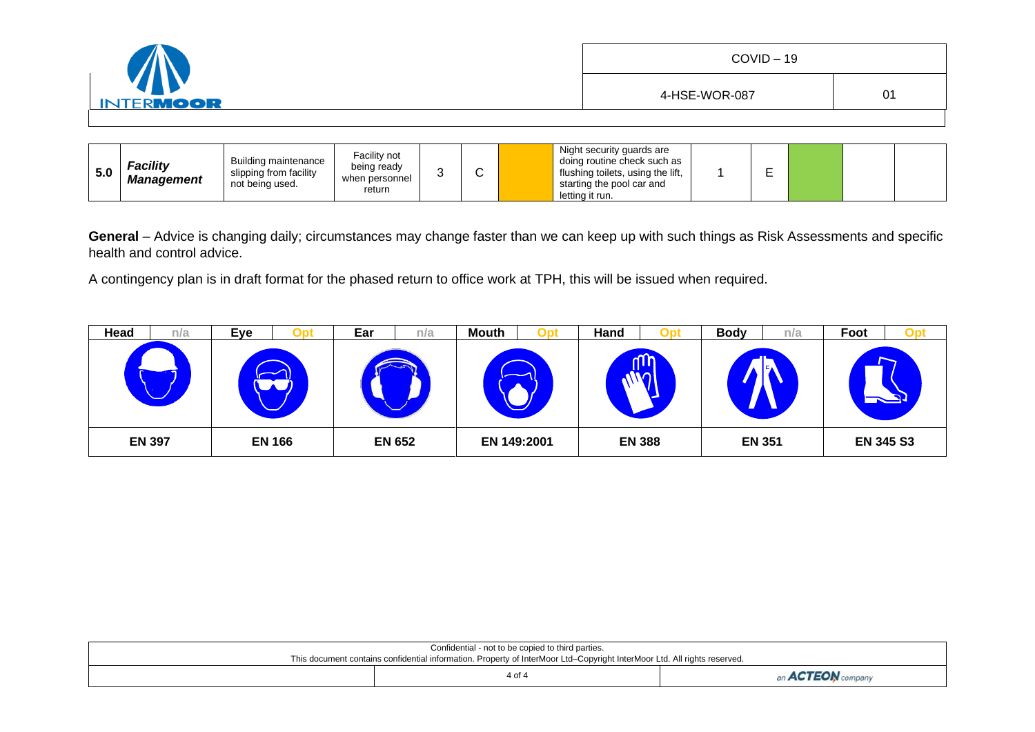| | | | | | | | | | | | | |
|---|---|---|---|---|---|---|---|---|---|---|---|---|
| 5.0 | ***Facility Management*** | Building maintenance slipping from facility not being used. | Facility not being ready when personnel return | 3 | C | | Night security guards are doing routine check such as flushing toilets, using the lift, starting the pool car and letting it run. | 1 | E | | | |

**General** – Advice is changing daily; circumstances may change faster than we can keep up with such things as Risk Assessments and specific health and control advice.

A contingency plan is in draft format for the phased return to office work at TPH, this will be issued when required.

| Head | n/a | Eye | Opt | Ear | n/a | Mouth | Opt | Hand | Opt | Body | n/a | Foot | Opt |
|---|---|---|---|---|---|---|---|---|---|---|---|---|---|
| EN 397 | | EN 166 | | EN 652 | | EN 149:2001 | | EN 388 | | EN 351 | | EN 345 S3 | |

Confidential - not to be copied to third parties.
This document contains confidential information. Property of InterMoor Ltd–Copyright InterMoor Ltd. All rights reserved.